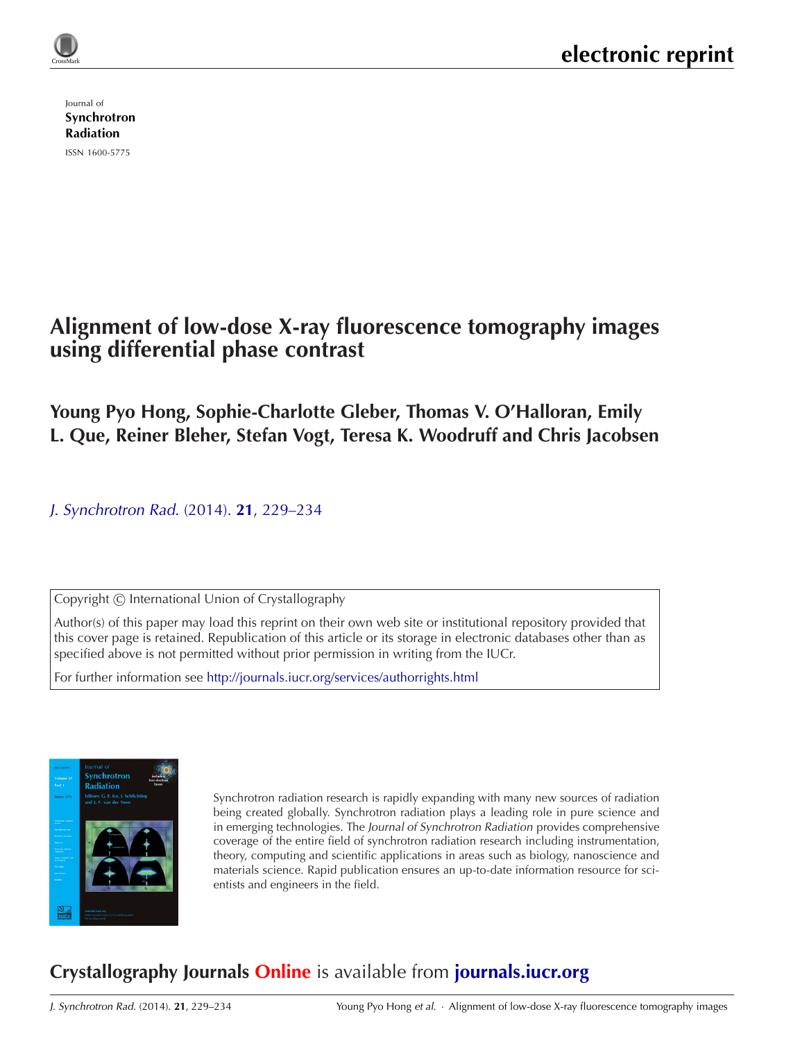electronic reprint

Journal of
**Synchrotron Radiation**
ISSN 1600-5775

# Alignment of low-dose X-ray fluorescence tomography images using differential phase contrast

**Young Pyo Hong, Sophie-Charlotte Gleber, Thomas V. O'Halloran, Emily L. Que, Reiner Bleher, Stefan Vogt, Teresa K. Woodruff and Chris Jacobsen**

*J. Synchrotron Rad.* (2014). **21**, 229–234

Copyright © International Union of Crystallography

Author(s) of this paper may load this reprint on their own web site or institutional repository provided that this cover page is retained. Republication of this article or its storage in electronic databases other than as specified above is not permitted without prior permission in writing from the IUCr.

For further information see http://journals.iucr.org/services/authorrights.html

Synchrotron radiation research is rapidly expanding with many new sources of radiation being created globally. Synchrotron radiation plays a leading role in pure science and in emerging technologies. The *Journal of Synchrotron Radiation* provides comprehensive coverage of the entire field of synchrotron radiation research including instrumentation, theory, computing and scientific applications in areas such as biology, nanoscience and materials science. Rapid publication ensures an up-to-date information resource for scientists and engineers in the field.

**Crystallography Journals Online** is available from **journals.iucr.org**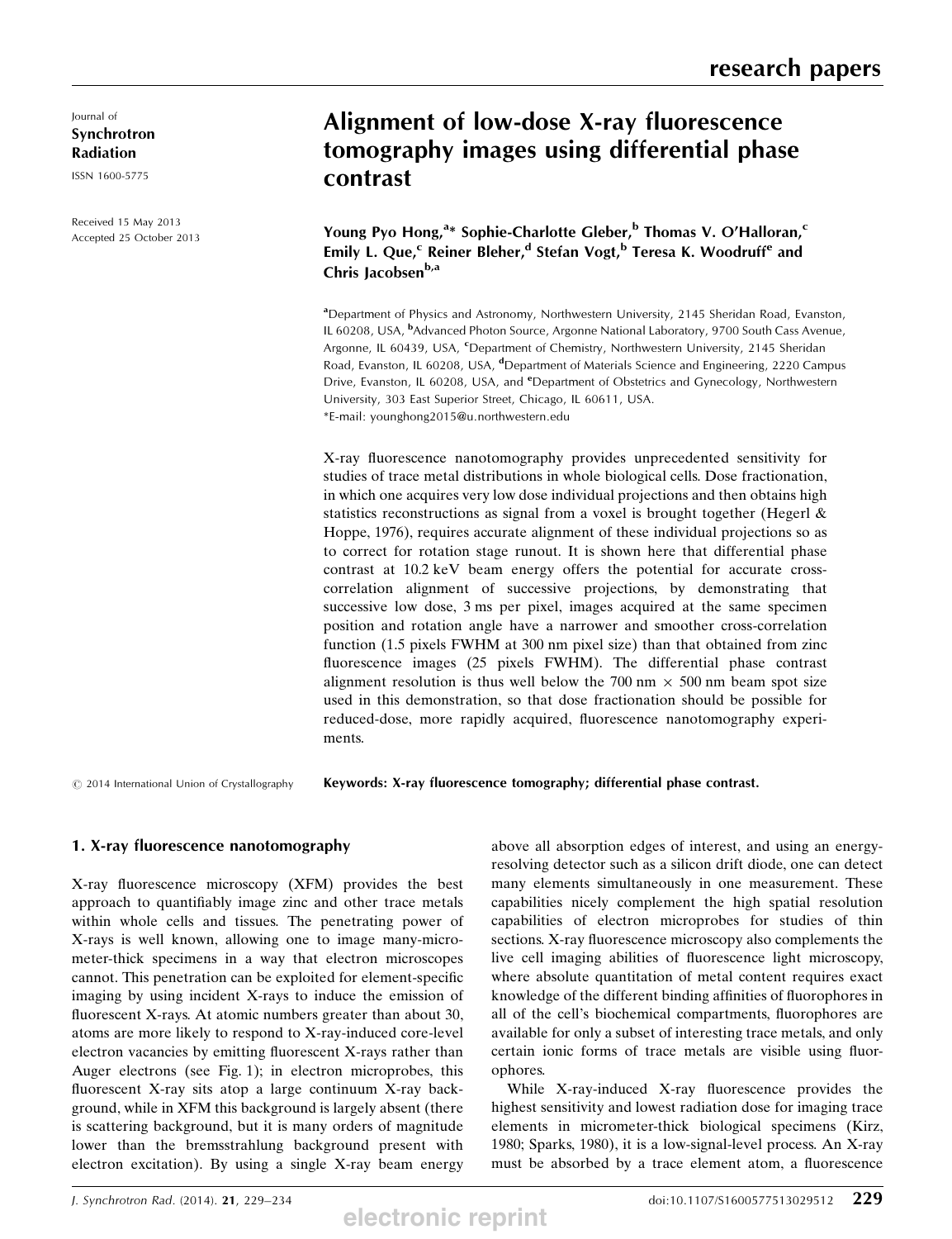# Alignment of low-dose X-ray fluorescence tomography images using differential phase contrast

Journal of
**Synchrotron Radiation**

ISSN 1600-5775

Received 15 May 2013
Accepted 25 October 2013

**Young Pyo Hong,[a]* Sophie-Charlotte Gleber,[b] Thomas V. O'Halloran,[c] Emily L. Que,[c] Reiner Bleher,[d] Stefan Vogt,[b] Teresa K. Woodruff[e] and Chris Jacobsen[b,a]**

[a]Department of Physics and Astronomy, Northwestern University, 2145 Sheridan Road, Evanston, IL 60208, USA, [b]Advanced Photon Source, Argonne National Laboratory, 9700 South Cass Avenue, Argonne, IL 60439, USA, [c]Department of Chemistry, Northwestern University, 2145 Sheridan Road, Evanston, IL 60208, USA, [d]Department of Materials Science and Engineering, 2220 Campus Drive, Evanston, IL 60208, USA, and [e]Department of Obstetrics and Gynecology, Northwestern University, 303 East Superior Street, Chicago, IL 60611, USA.
*E-mail: younghong2015@u.northwestern.edu

X-ray fluorescence nanotomography provides unprecedented sensitivity for studies of trace metal distributions in whole biological cells. Dose fractionation, in which one acquires very low dose individual projections and then obtains high statistics reconstructions as signal from a voxel is brought together (Hegerl & Hoppe, 1976), requires accurate alignment of these individual projections so as to correct for rotation stage runout. It is shown here that differential phase contrast at 10.2 keV beam energy offers the potential for accurate cross-correlation alignment of successive projections, by demonstrating that successive low dose, 3 ms per pixel, images acquired at the same specimen position and rotation angle have a narrower and smoother cross-correlation function (1.5 pixels FWHM at 300 nm pixel size) than that obtained from zinc fluorescence images (25 pixels FWHM). The differential phase contrast alignment resolution is thus well below the 700 nm × 500 nm beam spot size used in this demonstration, so that dose fractionation should be possible for reduced-dose, more rapidly acquired, fluorescence nanotomography experiments.

© 2014 International Union of Crystallography

**Keywords: X-ray fluorescence tomography; differential phase contrast.**

## 1. X-ray fluorescence nanotomography

X-ray fluorescence microscopy (XFM) provides the best approach to quantifiably image zinc and other trace metals within whole cells and tissues. The penetrating power of X-rays is well known, allowing one to image many-micrometer-thick specimens in a way that electron microscopes cannot. This penetration can be exploited for element-specific imaging by using incident X-rays to induce the emission of fluorescent X-rays. At atomic numbers greater than about 30, atoms are more likely to respond to X-ray-induced core-level electron vacancies by emitting fluorescent X-rays rather than Auger electrons (see Fig. 1); in electron microprobes, this fluorescent X-ray sits atop a large continuum X-ray background, while in XFM this background is largely absent (there is scattering background, but it is many orders of magnitude lower than the bremsstrahlung background present with electron excitation). By using a single X-ray beam energy above all absorption edges of interest, and using an energy-resolving detector such as a silicon drift diode, one can detect many elements simultaneously in one measurement. These capabilities nicely complement the high spatial resolution capabilities of electron microprobes for studies of thin sections. X-ray fluorescence microscopy also complements the live cell imaging abilities of fluorescence light microscopy, where absolute quantitation of metal content requires exact knowledge of the different binding affinities of fluorophores in all of the cell's biochemical compartments, fluorophores are available for only a subset of interesting trace metals, and only certain ionic forms of trace metals are visible using fluorophores.

While X-ray-induced X-ray fluorescence provides the highest sensitivity and lowest radiation dose for imaging trace elements in micrometer-thick biological specimens (Kirz, 1980; Sparks, 1980), it is a low-signal-level process. An X-ray must be absorbed by a trace element atom, a fluorescence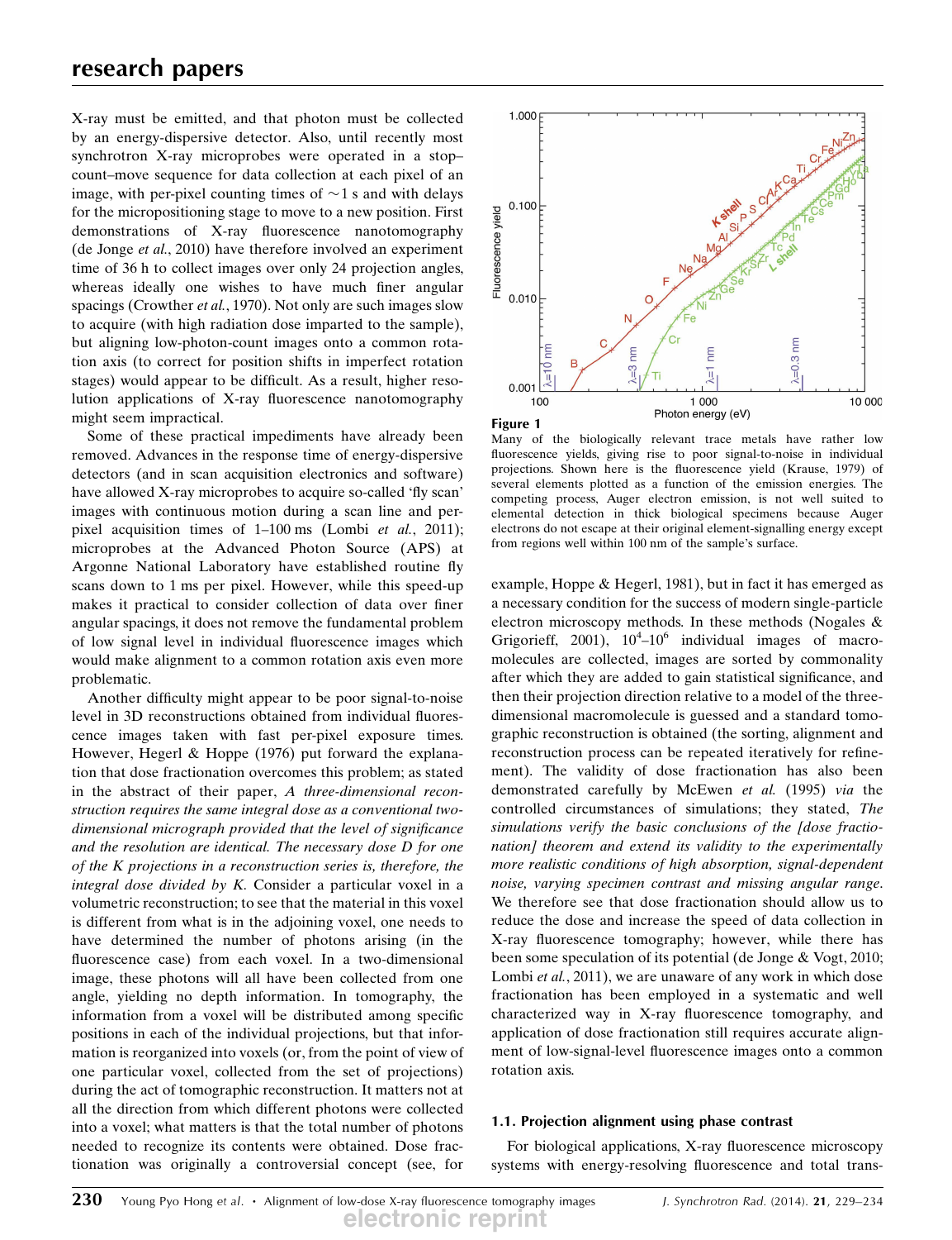X-ray must be emitted, and that photon must be collected by an energy-dispersive detector. Also, until recently most synchrotron X-ray microprobes were operated in a stop–count–move sequence for data collection at each pixel of an image, with per-pixel counting times of ~1 s and with delays for the micropositioning stage to move to a new position. First demonstrations of X-ray fluorescence nanotomography (de Jonge *et al.*, 2010) have therefore involved an experiment time of 36 h to collect images over only 24 projection angles, whereas ideally one wishes to have much finer angular spacings (Crowther *et al.*, 1970). Not only are such images slow to acquire (with high radiation dose imparted to the sample), but aligning low-photon-count images onto a common rotation axis (to correct for position shifts in imperfect rotation stages) would appear to be difficult. As a result, higher resolution applications of X-ray fluorescence nanotomography might seem impractical.

Some of these practical impediments have already been removed. Advances in the response time of energy-dispersive detectors (and in scan acquisition electronics and software) have allowed X-ray microprobes to acquire so-called 'fly scan' images with continuous motion during a scan line and per-pixel acquisition times of 1–100 ms (Lombi *et al.*, 2011); microprobes at the Advanced Photon Source (APS) at Argonne National Laboratory have established routine fly scans down to 1 ms per pixel. However, while this speed-up makes it practical to consider collection of data over finer angular spacings, it does not remove the fundamental problem of low signal level in individual fluorescence images which would make alignment to a common rotation axis even more problematic.

Another difficulty might appear to be poor signal-to-noise level in 3D reconstructions obtained from individual fluorescence images taken with fast per-pixel exposure times. However, Hegerl & Hoppe (1976) put forward the explanation that dose fractionation overcomes this problem; as stated in the abstract of their paper, *A three-dimensional reconstruction requires the same integral dose as a conventional two-dimensional micrograph provided that the level of significance and the resolution are identical. The necessary dose D for one of the K projections in a reconstruction series is, therefore, the integral dose divided by K.* Consider a particular voxel in a volumetric reconstruction; to see that the material in this voxel is different from what is in the adjoining voxel, one needs to have determined the number of photons arising (in the fluorescence case) from each voxel. In a two-dimensional image, these photons will all have been collected from one angle, yielding no depth information. In tomography, the information from a voxel will be distributed among specific positions in each of the individual projections, but that information is reorganized into voxels (or, from the point of view of one particular voxel, collected from the set of projections) during the act of tomographic reconstruction. It matters not at all the direction from which different photons were collected into a voxel; what matters is that the total number of photons needed to recognize its contents were obtained. Dose fractionation was originally a controversial concept (see, for example, Hoppe & Hegerl, 1981), but in fact it has emerged as a necessary condition for the success of modern single-particle electron microscopy methods. In these methods (Nogales & Grigorieff, 2001), $10^4$–$10^6$ individual images of macromolecules are collected, images are sorted by commonality after which they are added to gain statistical significance, and then their projection direction relative to a model of the three-dimensional macromolecule is guessed and a standard tomographic reconstruction is obtained (the sorting, alignment and reconstruction process can be repeated iteratively for refinement). The validity of dose fractionation has also been demonstrated carefully by McEwen *et al.* (1995) *via* the controlled circumstances of simulations; they stated, *The simulations verify the basic conclusions of the [dose fractionation] theorem and extend its validity to the experimentally more realistic conditions of high absorption, signal-dependent noise, varying specimen contrast and missing angular range.* We therefore see that dose fractionation should allow us to reduce the dose and increase the speed of data collection in X-ray fluorescence tomography; however, while there has been some speculation of its potential (de Jonge & Vogt, 2010; Lombi *et al.*, 2011), we are unaware of any work in which dose fractionation has been employed in a systematic and well characterized way in X-ray fluorescence tomography, and application of dose fractionation still requires accurate alignment of low-signal-level fluorescence images onto a common rotation axis.

**Figure 1**
Many of the biologically relevant trace metals have rather low fluorescence yields, giving rise to poor signal-to-noise in individual projections. Shown here is the fluorescence yield (Krause, 1979) of several elements plotted as a function of the emission energies. The competing process, Auger electron emission, is not well suited to elemental detection in thick biological specimens because Auger electrons do not escape at their original element-signalling energy except from regions well within 100 nm of the sample's surface.

### 1.1. Projection alignment using phase contrast

For biological applications, X-ray fluorescence microscopy systems with energy-resolving fluorescence and total trans-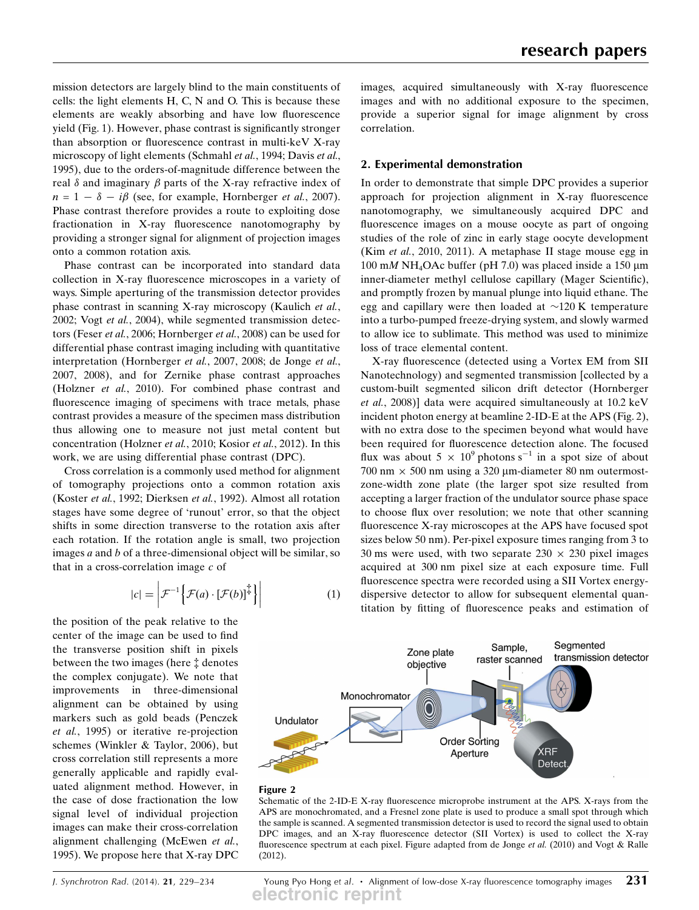mission detectors are largely blind to the main constituents of cells: the light elements H, C, N and O. This is because these elements are weakly absorbing and have low fluorescence yield (Fig. 1). However, phase contrast is significantly stronger than absorption or fluorescence contrast in multi-keV X-ray microscopy of light elements (Schmahl *et al.*, 1994; Davis *et al.*, 1995), due to the orders-of-magnitude difference between the real $\delta$ and imaginary $\beta$ parts of the X-ray refractive index of $n = 1 - \delta - i\beta$ (see, for example, Hornberger *et al.*, 2007). Phase contrast therefore provides a route to exploiting dose fractionation in X-ray fluorescence nanotomography by providing a stronger signal for alignment of projection images onto a common rotation axis.

Phase contrast can be incorporated into standard data collection in X-ray fluorescence microscopes in a variety of ways. Simple aperturing of the transmission detector provides phase contrast in scanning X-ray microscopy (Kaulich *et al.*, 2002; Vogt *et al.*, 2004), while segmented transmission detectors (Feser *et al.*, 2006; Hornberger *et al.*, 2008) can be used for differential phase contrast imaging including with quantitative interpretation (Hornberger *et al.*, 2007, 2008; de Jonge *et al.*, 2007, 2008), and for Zernike phase contrast approaches (Holzner *et al.*, 2010). For combined phase contrast and fluorescence imaging of specimens with trace metals, phase contrast provides a measure of the specimen mass distribution thus allowing one to measure not just metal content but concentration (Holzner *et al.*, 2010; Kosior *et al.*, 2012). In this work, we are using differential phase contrast (DPC).

Cross correlation is a commonly used method for alignment of tomography projections onto a common rotation axis (Koster *et al.*, 1992; Dierksen *et al.*, 1992). Almost all rotation stages have some degree of 'runout' error, so that the object shifts in some direction transverse to the rotation axis after each rotation. If the rotation angle is small, two projection images $a$ and $b$ of a three-dimensional object will be similar, so that in a cross-correlation image $c$ of

$$|c| = \left| \mathcal{F}^{-1}\left\{ \mathcal{F}(a) \cdot [\mathcal{F}(b)]^{\ddagger} \right\} \right| \tag{1}$$

the position of the peak relative to the center of the image can be used to find the transverse position shift in pixels between the two images (here $\ddagger$ denotes the complex conjugate). We note that improvements in three-dimensional alignment can be obtained by using markers such as gold beads (Penczek *et al.*, 1995) or iterative re-projection schemes (Winkler & Taylor, 2006), but cross correlation still represents a more generally applicable and rapidly evaluated alignment method. However, in the case of dose fractionation the low signal level of individual projection images can make their cross-correlation alignment challenging (McEwen *et al.*, 1995). We propose here that X-ray DPC images, acquired simultaneously with X-ray fluorescence images and with no additional exposure to the specimen, provide a superior signal for image alignment by cross correlation.

## 2. Experimental demonstration

In order to demonstrate that simple DPC provides a superior approach for projection alignment in X-ray fluorescence nanotomography, we simultaneously acquired DPC and fluorescence images on a mouse oocyte as part of ongoing studies of the role of zinc in early stage oocyte development (Kim *et al.*, 2010, 2011). A metaphase II stage mouse egg in 100 m*M* $NH_4OAc$ buffer (pH 7.0) was placed inside a 150 µm inner-diameter methyl cellulose capillary (Mager Scientific), and promptly frozen by manual plunge into liquid ethane. The egg and capillary were then loaded at ~120 K temperature into a turbo-pumped freeze-drying system, and slowly warmed to allow ice to sublimate. This method was used to minimize loss of trace elemental content.

X-ray fluorescence (detected using a Vortex EM from SII Nanotechnology) and segmented transmission [collected by a custom-built segmented silicon drift detector (Hornberger *et al.*, 2008)] data were acquired simultaneously at 10.2 keV incident photon energy at beamline 2-ID-E at the APS (Fig. 2), with no extra dose to the specimen beyond what would have been required for fluorescence detection alone. The focused flux was about $5 \times 10^9$ photons $s^{-1}$ in a spot size of about 700 nm $\times$ 500 nm using a 320 µm-diameter 80 nm outermost-zone-width zone plate (the larger spot size resulted from accepting a larger fraction of the undulator source phase space to choose flux over resolution; we note that other scanning fluorescence X-ray microscopes at the APS have focused spot sizes below 50 nm). Per-pixel exposure times ranging from 3 to 30 ms were used, with two separate 230 $\times$ 230 pixel images acquired at 300 nm pixel size at each exposure time. Full fluorescence spectra were recorded using a SII Vortex energy-dispersive detector to allow for subsequent elemental quantitation by fitting of fluorescence peaks and estimation of

**Figure 2**
Schematic of the 2-ID-E X-ray fluorescence microprobe instrument at the APS. X-rays from the APS are monochromated, and a Fresnel zone plate is used to produce a small spot through which the sample is scanned. A segmented transmission detector is used to record the signal used to obtain DPC images, and an X-ray fluorescence detector (SII Vortex) is used to collect the X-ray fluorescence spectrum at each pixel. Figure adapted from de Jonge *et al.* (2010) and Vogt & Ralle (2012).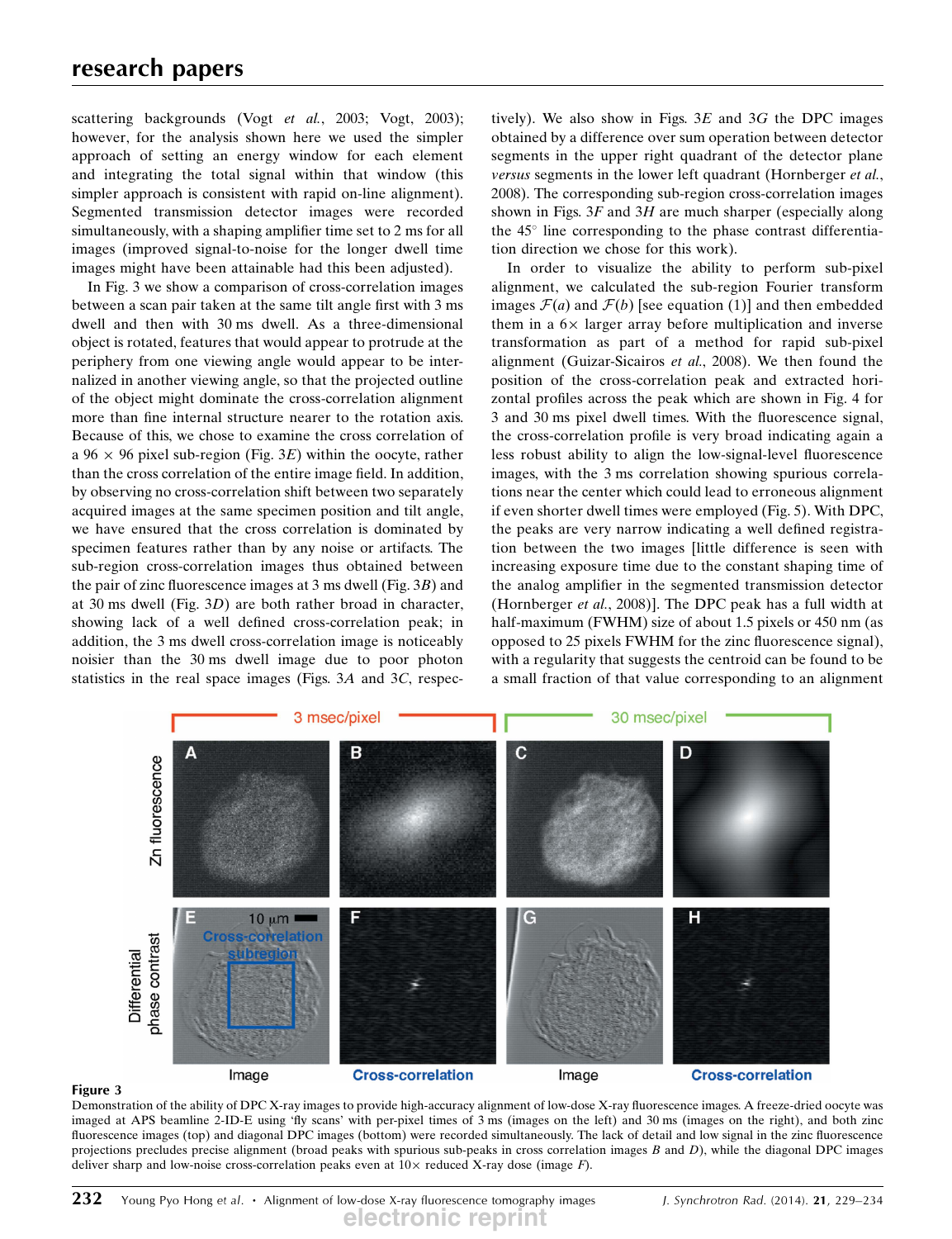scattering backgrounds (Vogt *et al.*, 2003; Vogt, 2003); however, for the analysis shown here we used the simpler approach of setting an energy window for each element and integrating the total signal within that window (this simpler approach is consistent with rapid on-line alignment). Segmented transmission detector images were recorded simultaneously, with a shaping amplifier time set to 2 ms for all images (improved signal-to-noise for the longer dwell time images might have been attainable had this been adjusted).

In Fig. 3 we show a comparison of cross-correlation images between a scan pair taken at the same tilt angle first with 3 ms dwell and then with 30 ms dwell. As a three-dimensional object is rotated, features that would appear to protrude at the periphery from one viewing angle would appear to be internalized in another viewing angle, so that the projected outline of the object might dominate the cross-correlation alignment more than fine internal structure nearer to the rotation axis. Because of this, we chose to examine the cross correlation of a 96 × 96 pixel sub-region (Fig. 3*E*) within the oocyte, rather than the cross correlation of the entire image field. In addition, by observing no cross-correlation shift between two separately acquired images at the same specimen position and tilt angle, we have ensured that the cross correlation is dominated by specimen features rather than by any noise or artifacts. The sub-region cross-correlation images thus obtained between the pair of zinc fluorescence images at 3 ms dwell (Fig. 3*B*) and at 30 ms dwell (Fig. 3*D*) are both rather broad in character, showing lack of a well defined cross-correlation peak; in addition, the 3 ms dwell cross-correlation image is noticeably noisier than the 30 ms dwell image due to poor photon statistics in the real space images (Figs. 3*A* and 3*C*, respectively). We also show in Figs. 3*E* and 3*G* the DPC images obtained by a difference over sum operation between detector segments in the upper right quadrant of the detector plane *versus* segments in the lower left quadrant (Hornberger *et al.*, 2008). The corresponding sub-region cross-correlation images shown in Figs. 3*F* and 3*H* are much sharper (especially along the 45° line corresponding to the phase contrast differentiation direction we chose for this work).

In order to visualize the ability to perform sub-pixel alignment, we calculated the sub-region Fourier transform images $\mathcal{F}(a)$ and $\mathcal{F}(b)$ [see equation (1)] and then embedded them in a 6× larger array before multiplication and inverse transformation as part of a method for rapid sub-pixel alignment (Guizar-Sicairos *et al.*, 2008). We then found the position of the cross-correlation peak and extracted horizontal profiles across the peak which are shown in Fig. 4 for 3 and 30 ms pixel dwell times. With the fluorescence signal, the cross-correlation profile is very broad indicating again a less robust ability to align the low-signal-level fluorescence images, with the 3 ms correlation showing spurious correlations near the center which could lead to erroneous alignment if even shorter dwell times were employed (Fig. 5). With DPC, the peaks are very narrow indicating a well defined registration between the two images [little difference is seen with increasing exposure time due to the constant shaping time of the analog amplifier in the segmented transmission detector (Hornberger *et al.*, 2008)]. The DPC peak has a full width at half-maximum (FWHM) size of about 1.5 pixels or 450 nm (as opposed to 25 pixels FWHM for the zinc fluorescence signal), with a regularity that suggests the centroid can be found to be a small fraction of that value corresponding to an alignment

**Figure 3**
Demonstration of the ability of DPC X-ray images to provide high-accuracy alignment of low-dose X-ray fluorescence images. A freeze-dried oocyte was imaged at APS beamline 2-ID-E using 'fly scans' with per-pixel times of 3 ms (images on the left) and 30 ms (images on the right), and both zinc fluorescence images (top) and diagonal DPC images (bottom) were recorded simultaneously. The lack of detail and low signal in the zinc fluorescence projections precludes precise alignment (broad peaks with spurious sub-peaks in cross correlation images *B* and *D*), while the diagonal DPC images deliver sharp and low-noise cross-correlation peaks even at 10× reduced X-ray dose (image *F*).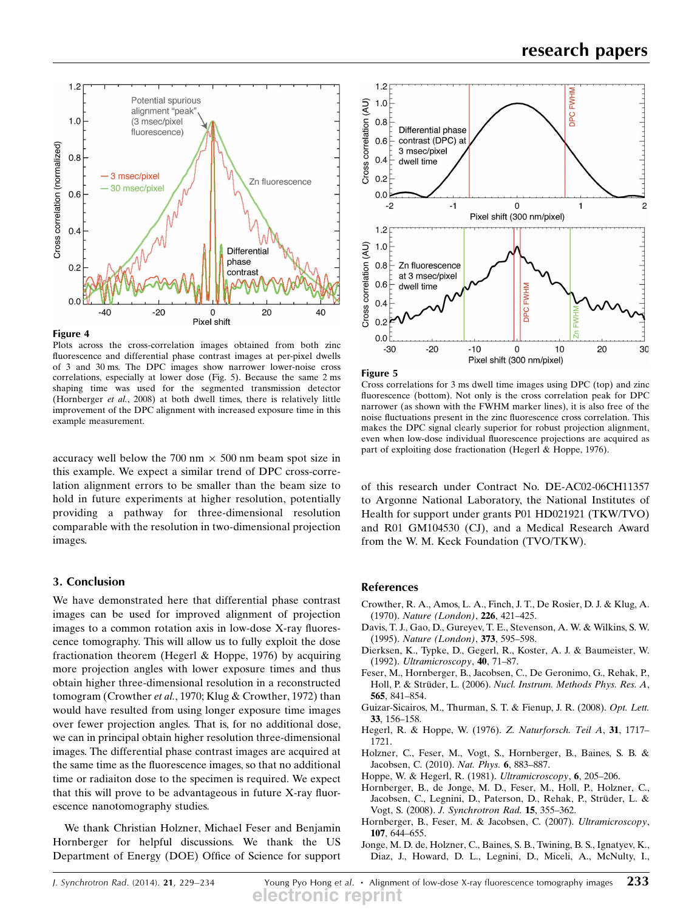**Figure 4**

Plots across the cross-correlation images obtained from both zinc fluorescence and differential phase contrast images at per-pixel dwells of 3 and 30 ms. The DPC images show narrower lower-noise cross correlations, especially at lower dose (Fig. 5). Because the same 2 ms shaping time was used for the segmented transmission detector (Hornberger *et al.*, 2008) at both dwell times, there is relatively little improvement of the DPC alignment with increased exposure time in this example measurement.

accuracy well below the 700 nm × 500 nm beam spot size in this example. We expect a similar trend of DPC cross-correlation alignment errors to be smaller than the beam size to hold in future experiments at higher resolution, potentially providing a pathway for three-dimensional resolution comparable with the resolution in two-dimensional projection images.

## 3. Conclusion

We have demonstrated here that differential phase contrast images can be used for improved alignment of projection images to a common rotation axis in low-dose X-ray fluorescence tomography. This will allow us to fully exploit the dose fractionation theorem (Hegerl & Hoppe, 1976) by acquiring more projection angles with lower exposure times and thus obtain higher three-dimensional resolution in a reconstructed tomogram (Crowther *et al.*, 1970; Klug & Crowther, 1972) than would have resulted from using longer exposure time images over fewer projection angles. That is, for no additional dose, we can in principal obtain higher resolution three-dimensional images. The differential phase contrast images are acquired at the same time as the fluorescence images, so that no additional time or radiaiton dose to the specimen is required. We expect that this will prove to be advantageous in future X-ray fluorescence nanotomography studies.

We thank Christian Holzner, Michael Feser and Benjamin Hornberger for helpful discussions. We thank the US Department of Energy (DOE) Office of Science for support of this research under Contract No. DE-AC02-06CH11357 to Argonne National Laboratory, the National Institutes of Health for support under grants P01 HD021921 (TKW/TVO) and R01 GM104530 (CJ), and a Medical Research Award from the W. M. Keck Foundation (TVO/TKW).

**Figure 5**

Cross correlations for 3 ms dwell time images using DPC (top) and zinc fluorescence (bottom). Not only is the cross correlation peak for DPC narrower (as shown with the FWHM marker lines), it is also free of the noise fluctuations present in the zinc fluorescence cross correlation. This makes the DPC signal clearly superior for robust projection alignment, even when low-dose individual fluorescence projections are acquired as part of exploiting dose fractionation (Hegerl & Hoppe, 1976).

## References

Crowther, R. A., Amos, L. A., Finch, J. T., De Rosier, D. J. & Klug, A. (1970). *Nature (London)*, **226**, 421–425.

Davis, T. J., Gao, D., Gureyev, T. E., Stevenson, A. W. & Wilkins, S. W. (1995). *Nature (London)*, **373**, 595–598.

Dierksen, K., Typke, D., Gegerl, R., Koster, A. J. & Baumeister, W. (1992). *Ultramicroscopy*, **40**, 71–87.

Feser, M., Hornberger, B., Jacobsen, C., De Geronimo, G., Rehak, P., Holl, P. & Strüder, L. (2006). *Nucl. Instrum. Methods Phys. Res. A*, **565**, 841–854.

Guizar-Sicairos, M., Thurman, S. T. & Fienup, J. R. (2008). *Opt. Lett.* **33**, 156–158.

Hegerl, R. & Hoppe, W. (1976). *Z. Naturforsch. Teil A*, **31**, 1717–1721.

Holzner, C., Feser, M., Vogt, S., Hornberger, B., Baines, S. B. & Jacobsen, C. (2010). *Nat. Phys.* **6**, 883–887.

Hoppe, W. & Hegerl, R. (1981). *Ultramicroscopy*, **6**, 205–206.

Hornberger, B., de Jonge, M. D., Feser, M., Holl, P., Holzner, C., Jacobsen, C., Legnini, D., Paterson, D., Rehak, P., Strüder, L. & Vogt, S. (2008). *J. Synchrotron Rad.* **15**, 355–362.

Hornberger, B., Feser, M. & Jacobsen, C. (2007). *Ultramicroscopy*, **107**, 644–655.

Jonge, M. D. de, Holzner, C., Baines, S. B., Twining, B. S., Ignatyev, K., Diaz, J., Howard, D. L., Legnini, D., Miceli, A., McNulty, I.,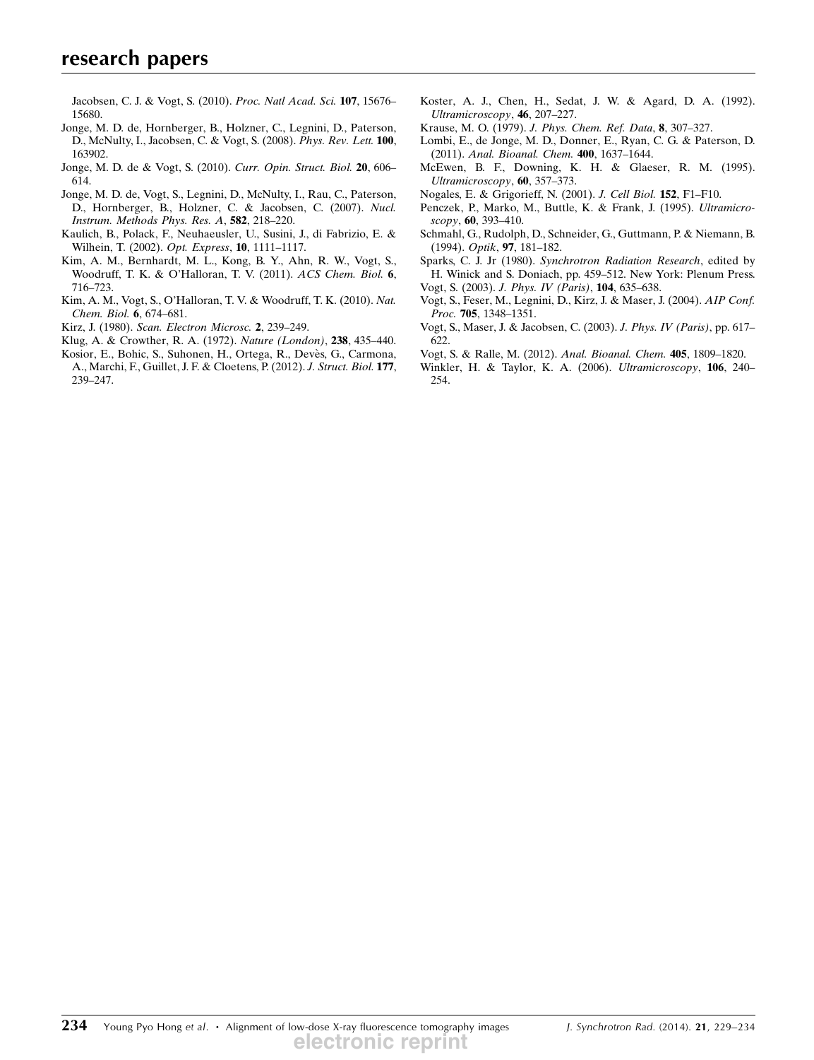Jacobsen, C. J. & Vogt, S. (2010). *Proc. Natl Acad. Sci.* **107**, 15676–15680.

Jonge, M. D. de, Hornberger, B., Holzner, C., Legnini, D., Paterson, D., McNulty, I., Jacobsen, C. & Vogt, S. (2008). *Phys. Rev. Lett.* **100**, 163902.

Jonge, M. D. de & Vogt, S. (2010). *Curr. Opin. Struct. Biol.* **20**, 606–614.

Jonge, M. D. de, Vogt, S., Legnini, D., McNulty, I., Rau, C., Paterson, D., Hornberger, B., Holzner, C. & Jacobsen, C. (2007). *Nucl. Instrum. Methods Phys. Res. A*, **582**, 218–220.

Kaulich, B., Polack, F., Neuhaeusler, U., Susini, J., di Fabrizio, E. & Wilhein, T. (2002). *Opt. Express*, **10**, 1111–1117.

Kim, A. M., Bernhardt, M. L., Kong, B. Y., Ahn, R. W., Vogt, S., Woodruff, T. K. & O'Halloran, T. V. (2011). *ACS Chem. Biol.* **6**, 716–723.

Kim, A. M., Vogt, S., O'Halloran, T. V. & Woodruff, T. K. (2010). *Nat. Chem. Biol.* **6**, 674–681.

Kirz, J. (1980). *Scan. Electron Microsc.* **2**, 239–249.

Klug, A. & Crowther, R. A. (1972). *Nature (London)*, **238**, 435–440.

Kosior, E., Bohic, S., Suhonen, H., Ortega, R., Devès, G., Carmona, A., Marchi, F., Guillet, J. F. & Cloetens, P. (2012). *J. Struct. Biol.* **177**, 239–247.

Koster, A. J., Chen, H., Sedat, J. W. & Agard, D. A. (1992). *Ultramicroscopy*, **46**, 207–227.

Krause, M. O. (1979). *J. Phys. Chem. Ref. Data*, **8**, 307–327.

Lombi, E., de Jonge, M. D., Donner, E., Ryan, C. G. & Paterson, D. (2011). *Anal. Bioanal. Chem.* **400**, 1637–1644.

McEwen, B. F., Downing, K. H. & Glaeser, R. M. (1995). *Ultramicroscopy*, **60**, 357–373.

Nogales, E. & Grigorieff, N. (2001). *J. Cell Biol.* **152**, F1–F10.

Penczek, P., Marko, M., Buttle, K. & Frank, J. (1995). *Ultramicroscopy*, **60**, 393–410.

Schmahl, G., Rudolph, D., Schneider, G., Guttmann, P. & Niemann, B. (1994). *Optik*, **97**, 181–182.

Sparks, C. J. Jr (1980). *Synchrotron Radiation Research*, edited by H. Winick and S. Doniach, pp. 459–512. New York: Plenum Press.

Vogt, S. (2003). *J. Phys. IV (Paris)*, **104**, 635–638.

Vogt, S., Feser, M., Legnini, D., Kirz, J. & Maser, J. (2004). *AIP Conf. Proc.* **705**, 1348–1351.

Vogt, S., Maser, J. & Jacobsen, C. (2003). *J. Phys. IV (Paris)*, pp. 617–622.

Vogt, S. & Ralle, M. (2012). *Anal. Bioanal. Chem.* **405**, 1809–1820.

Winkler, H. & Taylor, K. A. (2006). *Ultramicroscopy*, **106**, 240–254.